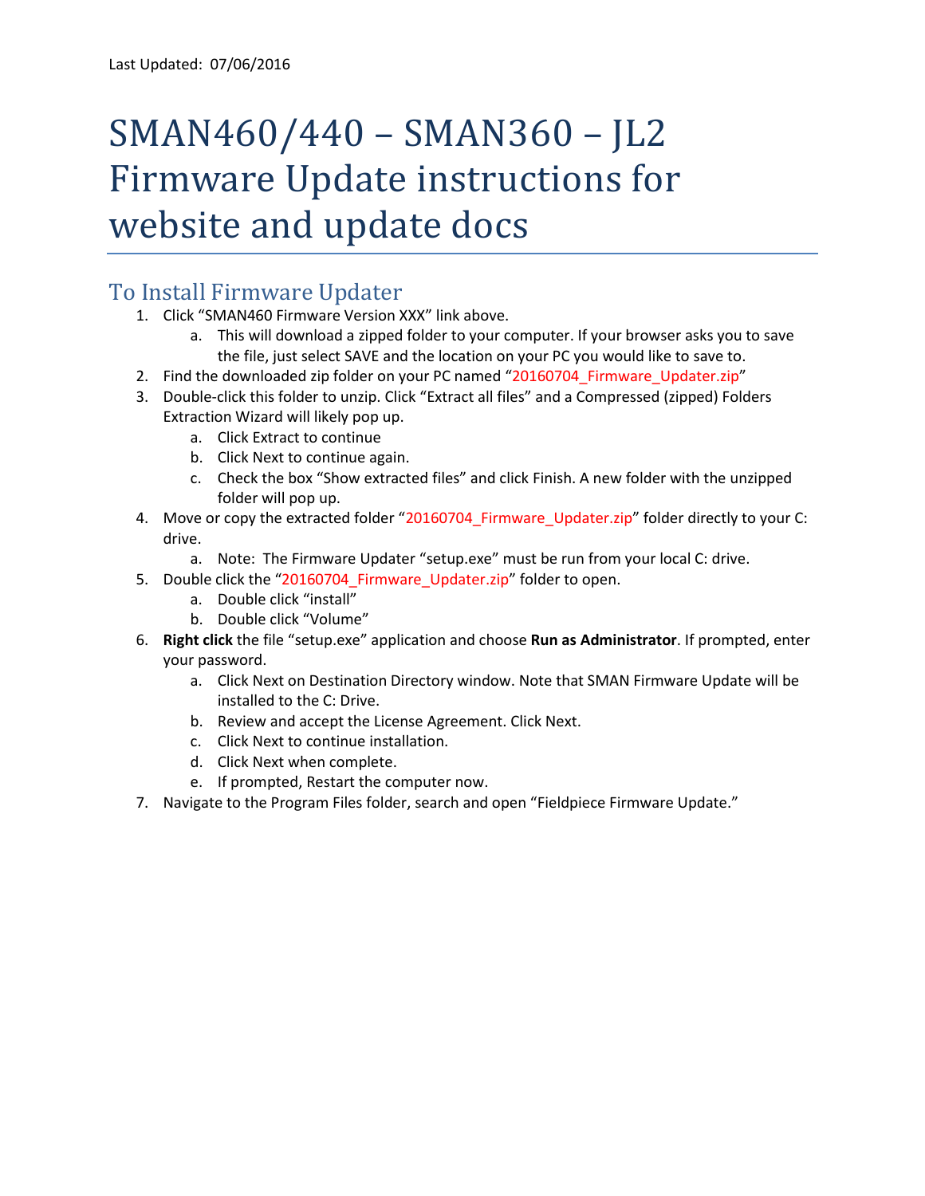Last Updated: 07/06/2016

# SMAN460/440 – SMAN360 – JL2 Firmware Update instructions for website and update docs

## To Install Firmware Updater

1. Click "SMAN460 Firmware Version XXX" link above.
   a. This will download a zipped folder to your computer. If your browser asks you to save the file, just select SAVE and the location on your PC you would like to save to.
2. Find the downloaded zip folder on your PC named "20160704_Firmware_Updater.zip"
3. Double-click this folder to unzip. Click "Extract all files" and a Compressed (zipped) Folders Extraction Wizard will likely pop up.
   a. Click Extract to continue
   b. Click Next to continue again.
   c. Check the box "Show extracted files" and click Finish. A new folder with the unzipped folder will pop up.
4. Move or copy the extracted folder "20160704_Firmware_Updater.zip" folder directly to your C: drive.
   a. Note: The Firmware Updater "setup.exe" must be run from your local C: drive.
5. Double click the "20160704_Firmware_Updater.zip" folder to open.
   a. Double click "install"
   b. Double click "Volume"
6. **Right click** the file "setup.exe" application and choose **Run as Administrator**. If prompted, enter your password.
   a. Click Next on Destination Directory window. Note that SMAN Firmware Update will be installed to the C: Drive.
   b. Review and accept the License Agreement. Click Next.
   c. Click Next to continue installation.
   d. Click Next when complete.
   e. If prompted, Restart the computer now.
7. Navigate to the Program Files folder, search and open "Fieldpiece Firmware Update."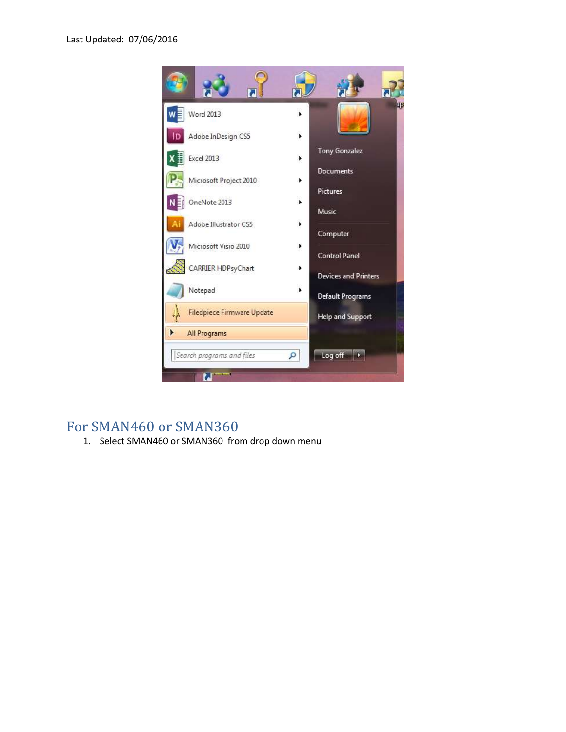## For SMAN460 or SMAN360

1. Select SMAN460 or SMAN360 from drop down menu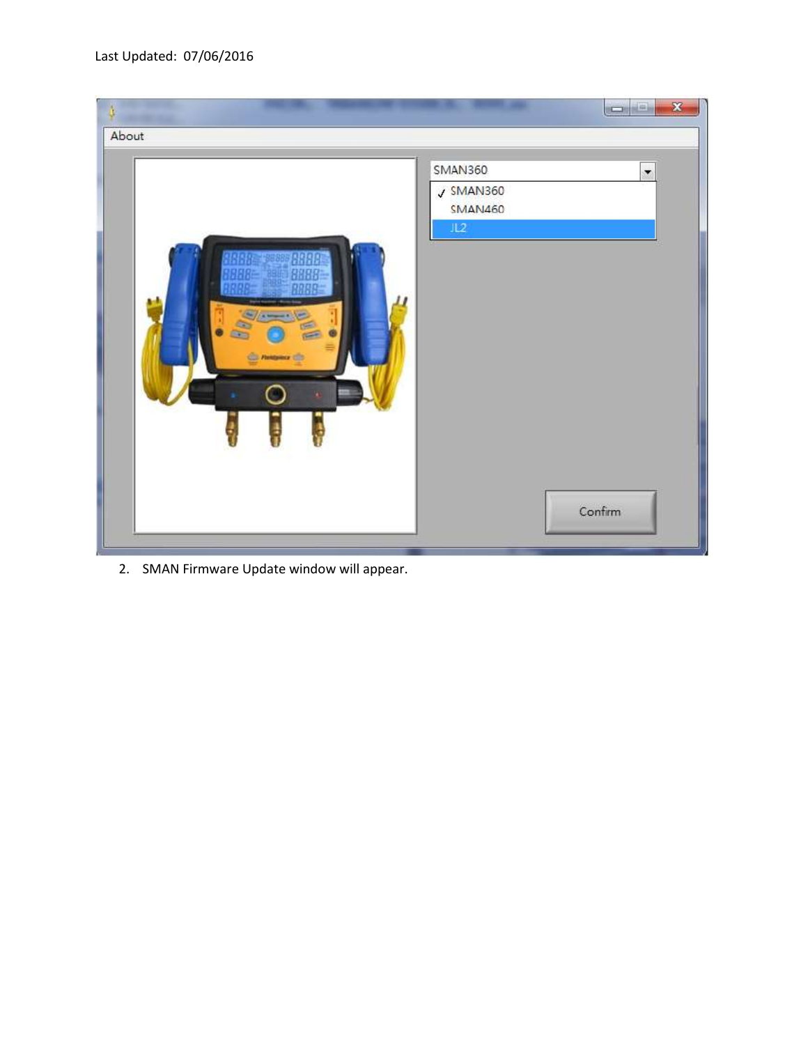2. SMAN Firmware Update window will appear.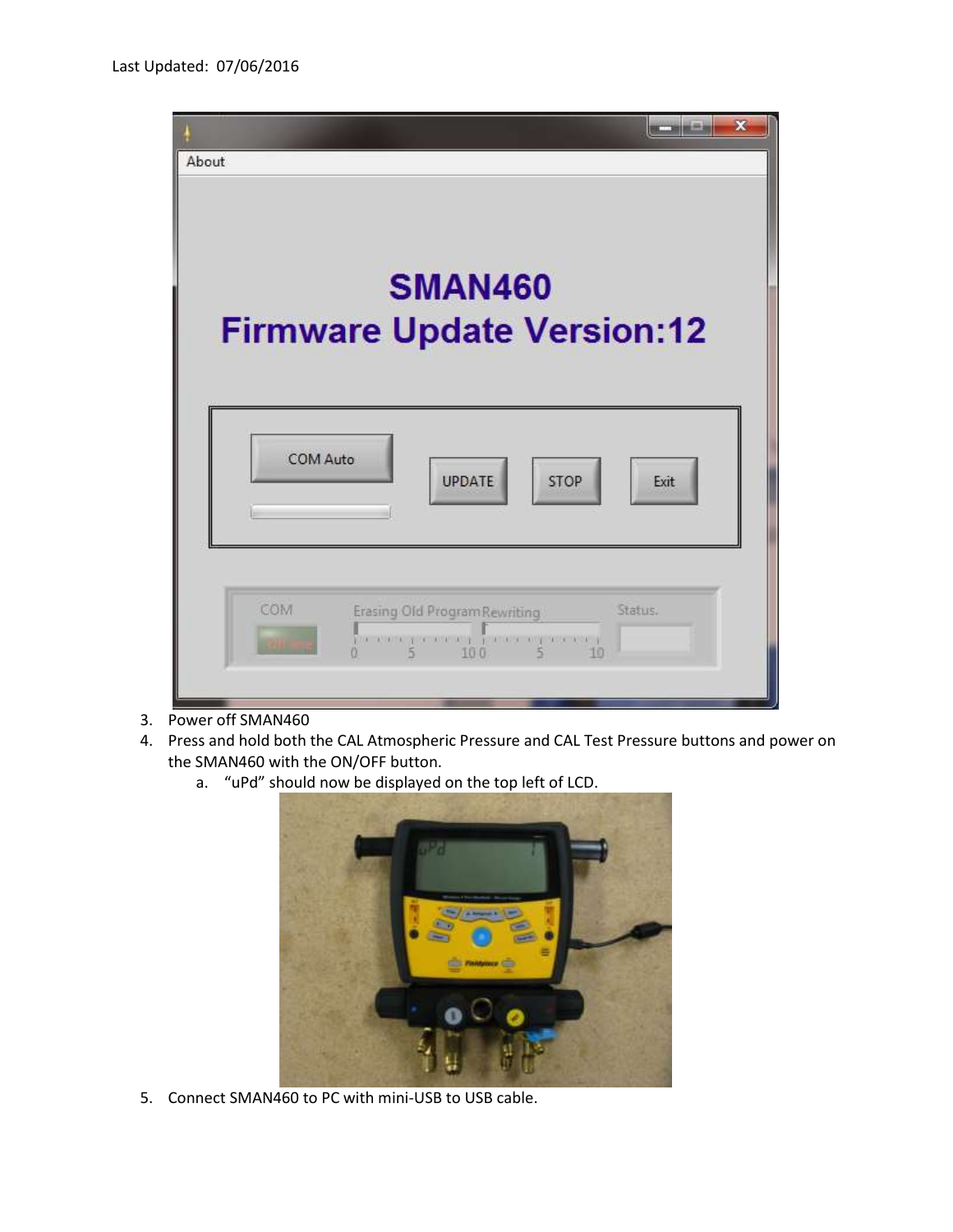Last Updated: 07/06/2016

3. Power off SMAN460
4. Press and hold both the CAL Atmospheric Pressure and CAL Test Pressure buttons and power on the SMAN460 with the ON/OFF button.
   a. "uPd" should now be displayed on the top left of LCD.
5. Connect SMAN460 to PC with mini-USB to USB cable.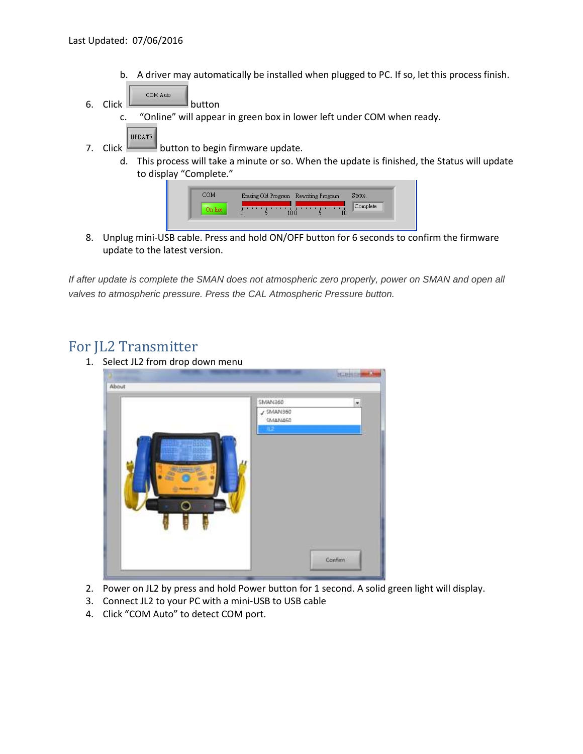b. A driver may automatically be installed when plugged to PC. If so, let this process finish.

6. Click COM Auto button
    c. "Online" will appear in green box in lower left under COM when ready.
7. Click UPDATE button to begin firmware update.
    d. This process will take a minute or so. When the update is finished, the Status will update to display "Complete."
8. Unplug mini-USB cable. Press and hold ON/OFF button for 6 seconds to confirm the firmware update to the latest version.

*If after update is complete the SMAN does not atmospheric zero properly, power on SMAN and open all valves to atmospheric pressure. Press the CAL Atmospheric Pressure button.*

## For JL2 Transmitter

1. Select JL2 from drop down menu
2. Power on JL2 by press and hold Power button for 1 second. A solid green light will display.
3. Connect JL2 to your PC with a mini-USB to USB cable
4. Click "COM Auto" to detect COM port.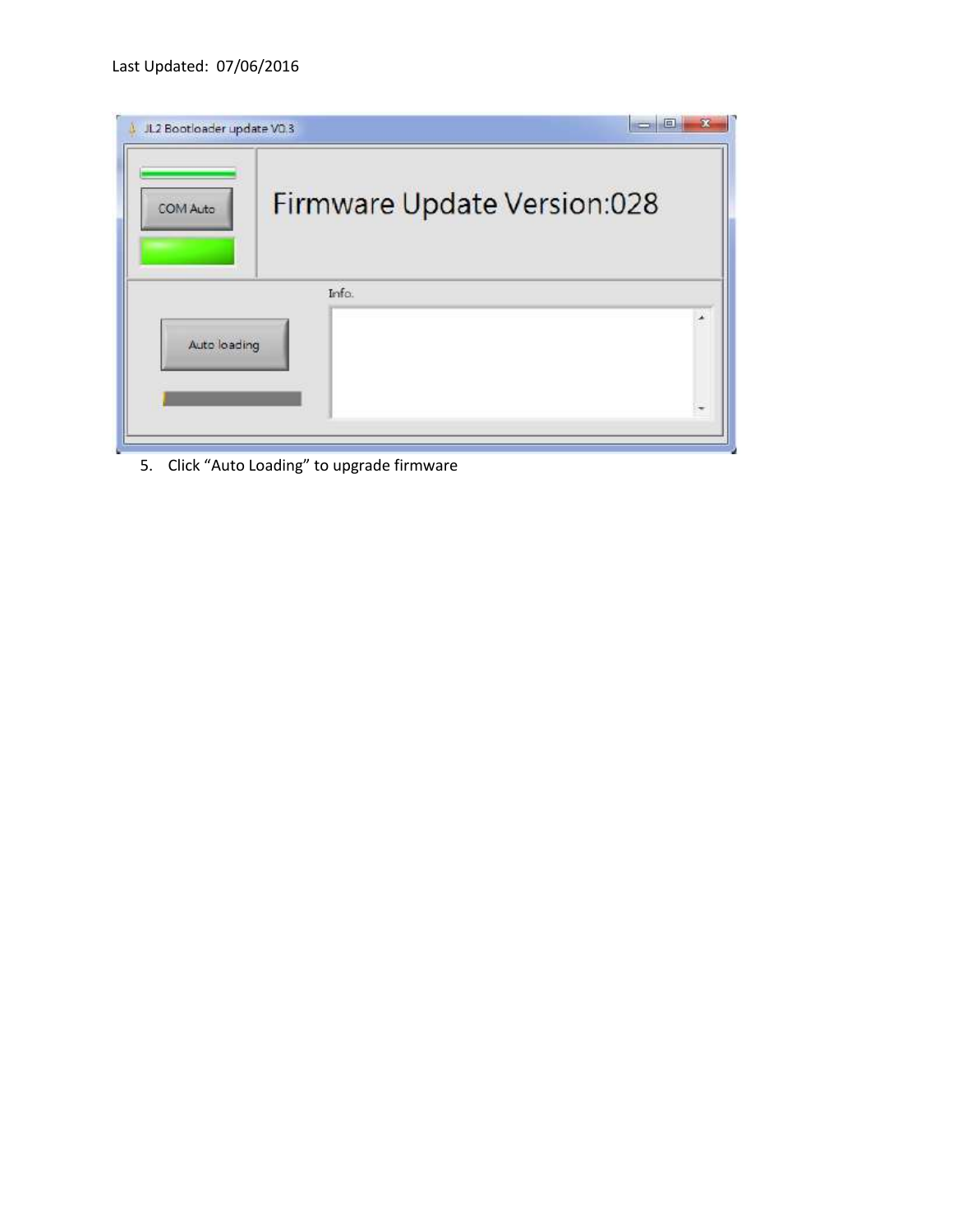5. Click “Auto Loading” to upgrade firmware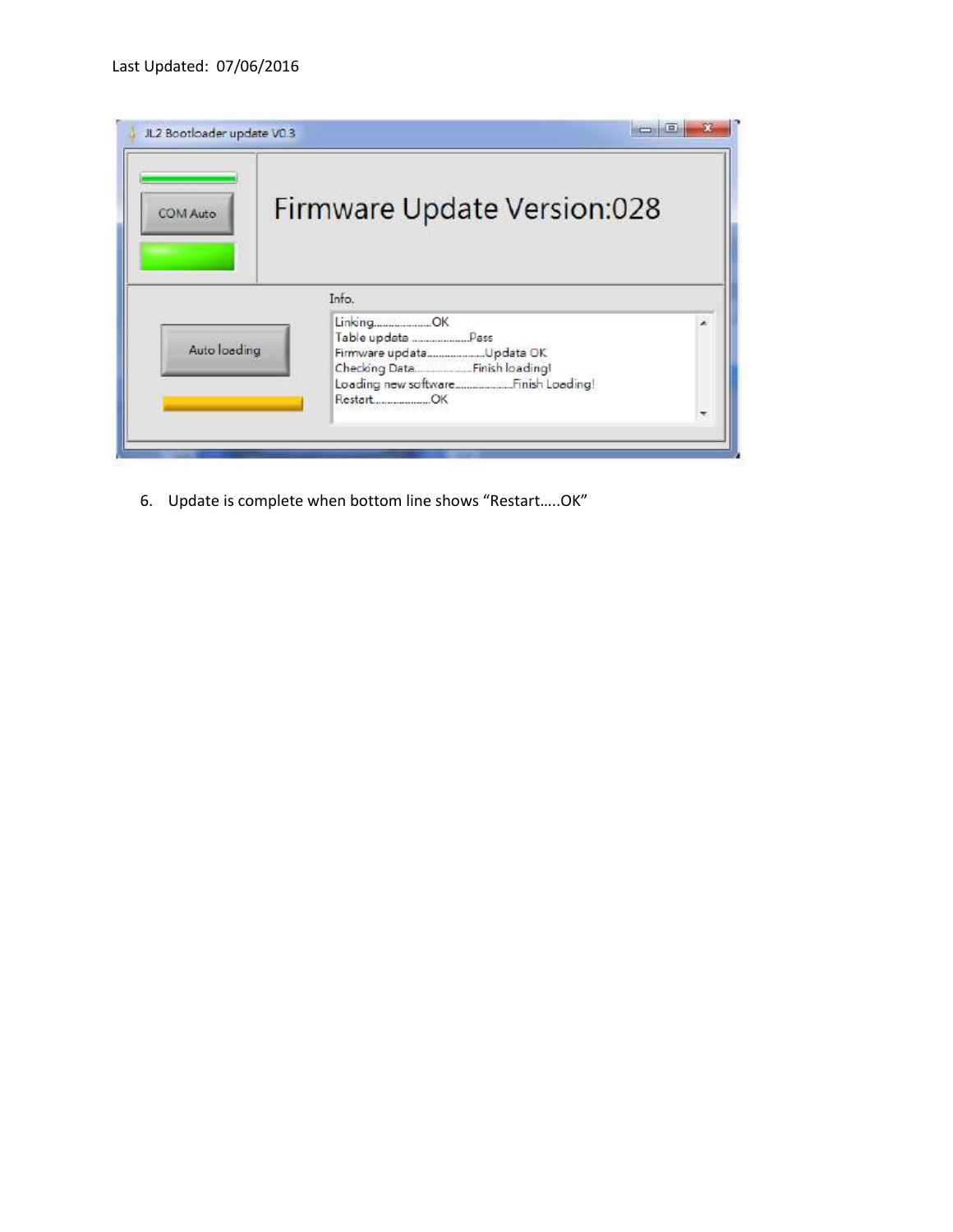6. Update is complete when bottom line shows "Restart…..OK"